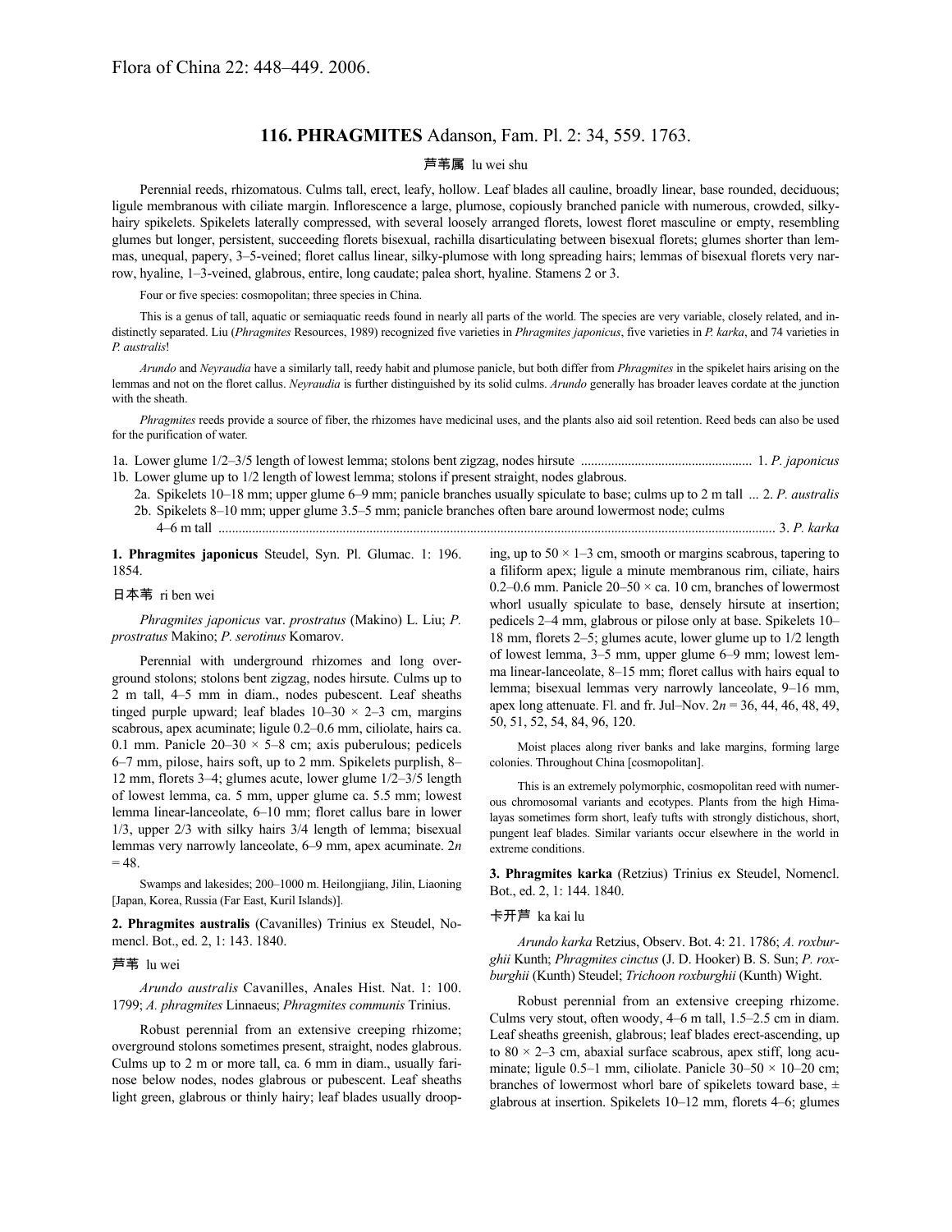Flora of China 22: 448–449. 2006.

## 116. PHRAGMITES Adanson, Fam. Pl. 2: 34, 559. 1763.

芦苇属 lu wei shu

Perennial reeds, rhizomatous. Culms tall, erect, leafy, hollow. Leaf blades all cauline, broadly linear, base rounded, deciduous; ligule membranous with ciliate margin. Inflorescence a large, plumose, copiously branched panicle with numerous, crowded, silky-hairy spikelets. Spikelets laterally compressed, with several loosely arranged florets, lowest floret masculine or empty, resembling glumes but longer, persistent, succeeding florets bisexual, rachilla disarticulating between bisexual florets; glumes shorter than lemmas, unequal, papery, 3–5-veined; floret callus linear, silky-plumose with long spreading hairs; lemmas of bisexual florets very narrow, hyaline, 1–3-veined, glabrous, entire, long caudate; palea short, hyaline. Stamens 2 or 3.

Four or five species: cosmopolitan; three species in China.

This is a genus of tall, aquatic or semiaquatic reeds found in nearly all parts of the world. The species are very variable, closely related, and indistinctly separated. Liu (*Phragmites* Resources, 1989) recognized five varieties in *Phragmites japonicus*, five varieties in *P. karka*, and 74 varieties in *P. australis*!

*Arundo* and *Neyraudia* have a similarly tall, reedy habit and plumose panicle, but both differ from *Phragmites* in the spikelet hairs arising on the lemmas and not on the floret callus. *Neyraudia* is further distinguished by its solid culms. *Arundo* generally has broader leaves cordate at the junction with the sheath.

*Phragmites* reeds provide a source of fiber, the rhizomes have medicinal uses, and the plants also aid soil retention. Reed beds can also be used for the purification of water.

1a. Lower glume 1/2–3/5 length of lowest lemma; stolons bent zigzag, nodes hirsute .................................................. 1. *P. japonicus*
1b. Lower glume up to 1/2 length of lowest lemma; stolons if present straight, nodes glabrous.
  2a. Spikelets 10–18 mm; upper glume 6–9 mm; panicle branches usually spiculate to base; culms up to 2 m tall ... 2. *P. australis*
  2b. Spikelets 8–10 mm; upper glume 3.5–5 mm; panicle branches often bare around lowermost node; culms 4–6 m tall .................................................................................................................................................... 3. *P. karka*

**1. Phragmites japonicus** Steudel, Syn. Pl. Glumac. 1: 196. 1854.

日本苇 ri ben wei

*Phragmites japonicus* var. *prostratus* (Makino) L. Liu; *P. prostratus* Makino; *P. serotinus* Komarov.

Perennial with underground rhizomes and long overground stolons; stolons bent zigzag, nodes hirsute. Culms up to 2 m tall, 4–5 mm in diam., nodes pubescent. Leaf sheaths tinged purple upward; leaf blades 10–30 × 2–3 cm, margins scabrous, apex acuminate; ligule 0.2–0.6 mm, ciliolate, hairs ca. 0.1 mm. Panicle 20–30 × 5–8 cm; axis puberulous; pedicels 6–7 mm, pilose, hairs soft, up to 2 mm. Spikelets purplish, 8–12 mm, florets 3–4; glumes acute, lower glume 1/2–3/5 length of lowest lemma, ca. 5 mm, upper glume ca. 5.5 mm; lowest lemma linear-lanceolate, 6–10 mm; floret callus bare in lower 1/3, upper 2/3 with silky hairs 3/4 length of lemma; bisexual lemmas very narrowly lanceolate, 6–9 mm, apex acuminate. $2n = 48$.

Swamps and lakesides; 200–1000 m. Heilongjiang, Jilin, Liaoning [Japan, Korea, Russia (Far East, Kuril Islands)].

**2. Phragmites australis** (Cavanilles) Trinius ex Steudel, Nomencl. Bot., ed. 2, 1: 143. 1840.

芦苇 lu wei

*Arundo australis* Cavanilles, Anales Hist. Nat. 1: 100. 1799; *A. phragmites* Linnaeus; *Phragmites communis* Trinius.

Robust perennial from an extensive creeping rhizome; overground stolons sometimes present, straight, nodes glabrous. Culms up to 2 m or more tall, ca. 6 mm in diam., usually farinose below nodes, nodes glabrous or pubescent. Leaf sheaths light green, glabrous or thinly hairy; leaf blades usually drooping, up to 50 × 1–3 cm, smooth or margins scabrous, tapering to a filiform apex; ligule a minute membranous rim, ciliate, hairs 0.2–0.6 mm. Panicle 20–50 × ca. 10 cm, branches of lowermost whorl usually spiculate to base, densely hirsute at insertion; pedicels 2–4 mm, glabrous or pilose only at base. Spikelets 10–18 mm, florets 2–5; glumes acute, lower glume up to 1/2 length of lowest lemma, 3–5 mm, upper glume 6–9 mm; lowest lemma linear-lanceolate, 8–15 mm; floret callus with hairs equal to lemma; bisexual lemmas very narrowly lanceolate, 9–16 mm, apex long attenuate. Fl. and fr. Jul–Nov. $2n$ = 36, 44, 46, 48, 49, 50, 51, 52, 54, 84, 96, 120.

Moist places along river banks and lake margins, forming large colonies. Throughout China [cosmopolitan].

This is an extremely polymorphic, cosmopolitan reed with numerous chromosomal variants and ecotypes. Plants from the high Himalayas sometimes form short, leafy tufts with strongly distichous, short, pungent leaf blades. Similar variants occur elsewhere in the world in extreme conditions.

**3. Phragmites karka** (Retzius) Trinius ex Steudel, Nomencl. Bot., ed. 2, 1: 144. 1840.

卡开芦 ka kai lu

*Arundo karka* Retzius, Observ. Bot. 4: 21. 1786; *A. roxburghii* Kunth; *Phragmites cinctus* (J. D. Hooker) B. S. Sun; *P. roxburghii* (Kunth) Steudel; *Trichoon roxburghii* (Kunth) Wight.

Robust perennial from an extensive creeping rhizome. Culms very stout, often woody, 4–6 m tall, 1.5–2.5 cm in diam. Leaf sheaths greenish, glabrous; leaf blades erect-ascending, up to 80 × 2–3 cm, abaxial surface scabrous, apex stiff, long acuminate; ligule 0.5–1 mm, ciliolate. Panicle 30–50 × 10–20 cm; branches of lowermost whorl bare of spikelets toward base, ± glabrous at insertion. Spikelets 10–12 mm, florets 4–6; glumes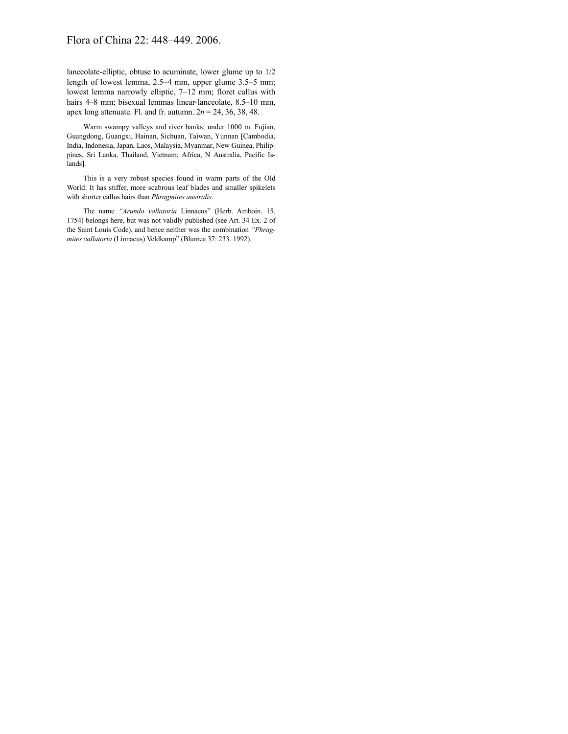lanceolate-elliptic, obtuse to acuminate, lower glume up to 1/2 length of lowest lemma, 2.5–4 mm, upper glume 3.5–5 mm; lowest lemma narrowly elliptic, 7–12 mm; floret callus with hairs 4–8 mm; bisexual lemmas linear-lanceolate, 8.5–10 mm, apex long attenuate. Fl. and fr. autumn. $2n$ = 24, 36, 38, 48.

Warm swampy valleys and river banks; under 1000 m. Fujian, Guangdong, Guangxi, Hainan, Sichuan, Taiwan, Yunnan [Cambodia, India, Indonesia, Japan, Laos, Malaysia, Myanmar, New Guinea, Philippines, Sri Lanka, Thailand, Vietnam; Africa, N Australia, Pacific Islands].

This is a very robust species found in warm parts of the Old World. It has stiffer, more scabrous leaf blades and smaller spikelets with shorter callus hairs than *Phragmites australis*.

The name *"Arundo vallatoria* Linnaeus" (Herb. Amboin. 15. 1754) belongs here, but was not validly published (see Art. 34 Ex. 2 of the Saint Louis Code), and hence neither was the combination *"Phragmites vallatoria* (Linnaeus) Veldkamp" (Blumea 37: 233. 1992).